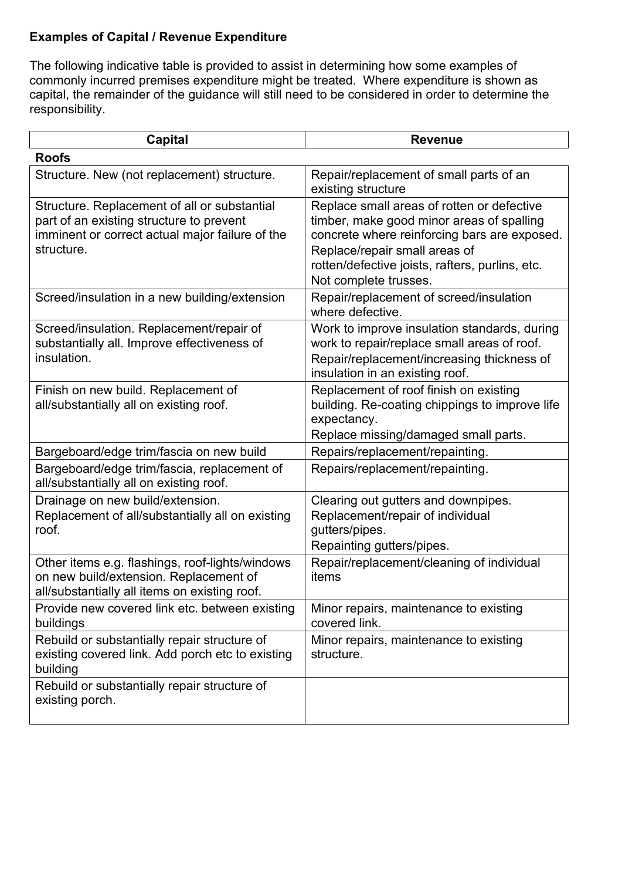**Examples of Capital / Revenue Expenditure**

The following indicative table is provided to assist in determining how some examples of commonly incurred premises expenditure might be treated. Where expenditure is shown as capital, the remainder of the guidance will still need to be considered in order to determine the responsibility.

| Capital | Revenue |
|---|---|
| **Roofs** | |
| Structure. New (not replacement) structure. | Repair/replacement of small parts of an existing structure |
| Structure. Replacement of all or substantial part of an existing structure to prevent imminent or correct actual major failure of the structure. | Replace small areas of rotten or defective timber, make good minor areas of spalling concrete where reinforcing bars are exposed.<br>Replace/repair small areas of rotten/defective joists, rafters, purlins, etc. Not complete trusses. |
| Screed/insulation in a new building/extension | Repair/replacement of screed/insulation where defective. |
| Screed/insulation. Replacement/repair of substantially all. Improve effectiveness of insulation. | Work to improve insulation standards, during work to repair/replace small areas of roof.<br>Repair/replacement/increasing thickness of insulation in an existing roof. |
| Finish on new build. Replacement of all/substantially all on existing roof. | Replacement of roof finish on existing building. Re-coating chippings to improve life expectancy.<br>Replace missing/damaged small parts. |
| Bargeboard/edge trim/fascia on new build | Repairs/replacement/repainting. |
| Bargeboard/edge trim/fascia, replacement of all/substantially all on existing roof. | Repairs/replacement/repainting. |
| Drainage on new build/extension.<br>Replacement of all/substantially all on existing roof. | Clearing out gutters and downpipes.<br>Replacement/repair of individual gutters/pipes.<br>Repainting gutters/pipes. |
| Other items e.g. flashings, roof-lights/windows on new build/extension. Replacement of all/substantially all items on existing roof. | Repair/replacement/cleaning of individual items |
| Provide new covered link etc. between existing buildings | Minor repairs, maintenance to existing covered link. |
| Rebuild or substantially repair structure of existing covered link. Add porch etc to existing building | Minor repairs, maintenance to existing structure. |
| Rebuild or substantially repair structure of existing porch. | |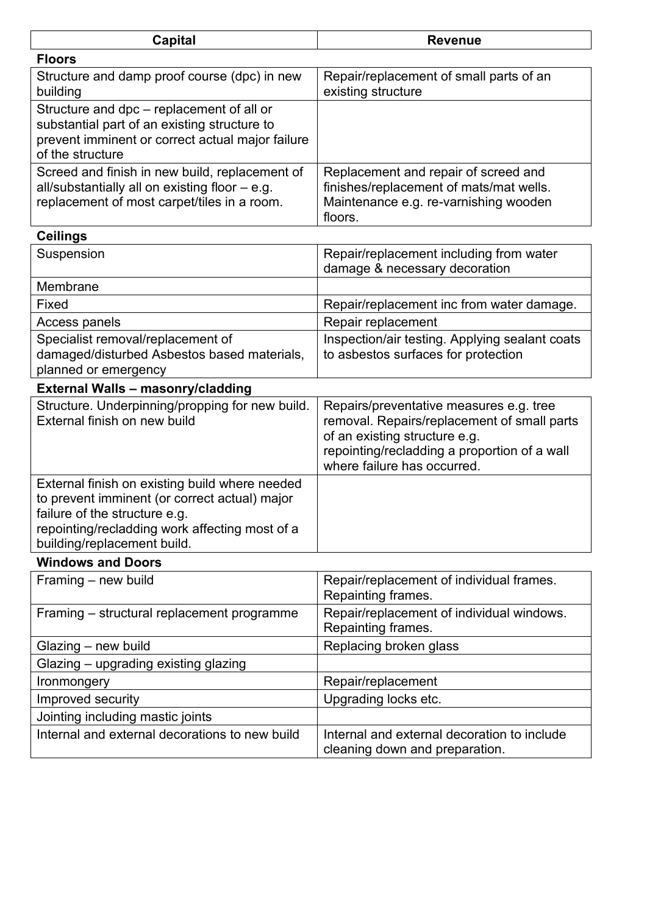| Capital | Revenue |
|---|---|
| **Floors** | |
| Structure and damp proof course (dpc) in new building | Repair/replacement of small parts of an existing structure |
| Structure and dpc – replacement of all or substantial part of an existing structure to prevent imminent or correct actual major failure of the structure | |
| Screed and finish in new build, replacement of all/substantially all on existing floor – e.g. replacement of most carpet/tiles in a room. | Replacement and repair of screed and finishes/replacement of mats/mat wells. Maintenance e.g. re-varnishing wooden floors. |
| **Ceilings** | |
| Suspension | Repair/replacement including from water damage & necessary decoration |
| Membrane | |
| Fixed | Repair/replacement inc from water damage. |
| Access panels | Repair replacement |
| Specialist removal/replacement of damaged/disturbed Asbestos based materials, planned or emergency | Inspection/air testing. Applying sealant coats to asbestos surfaces for protection |
| **External Walls – masonry/cladding** | |
| Structure. Underpinning/propping for new build. External finish on new build | Repairs/preventative measures e.g. tree removal. Repairs/replacement of small parts of an existing structure e.g. repointing/recladding a proportion of a wall where failure has occurred. |
| External finish on existing build where needed to prevent imminent (or correct actual) major failure of the structure e.g. repointing/recladding work affecting most of a building/replacement build. | |
| **Windows and Doors** | |
| Framing – new build | Repair/replacement of individual frames. Repainting frames. |
| Framing – structural replacement programme | Repair/replacement of individual windows. Repainting frames. |
| Glazing – new build | Replacing broken glass |
| Glazing – upgrading existing glazing | |
| Ironmongery | Repair/replacement |
| Improved security | Upgrading locks etc. |
| Jointing including mastic joints | |
| Internal and external decorations to new build | Internal and external decoration to include cleaning down and preparation. |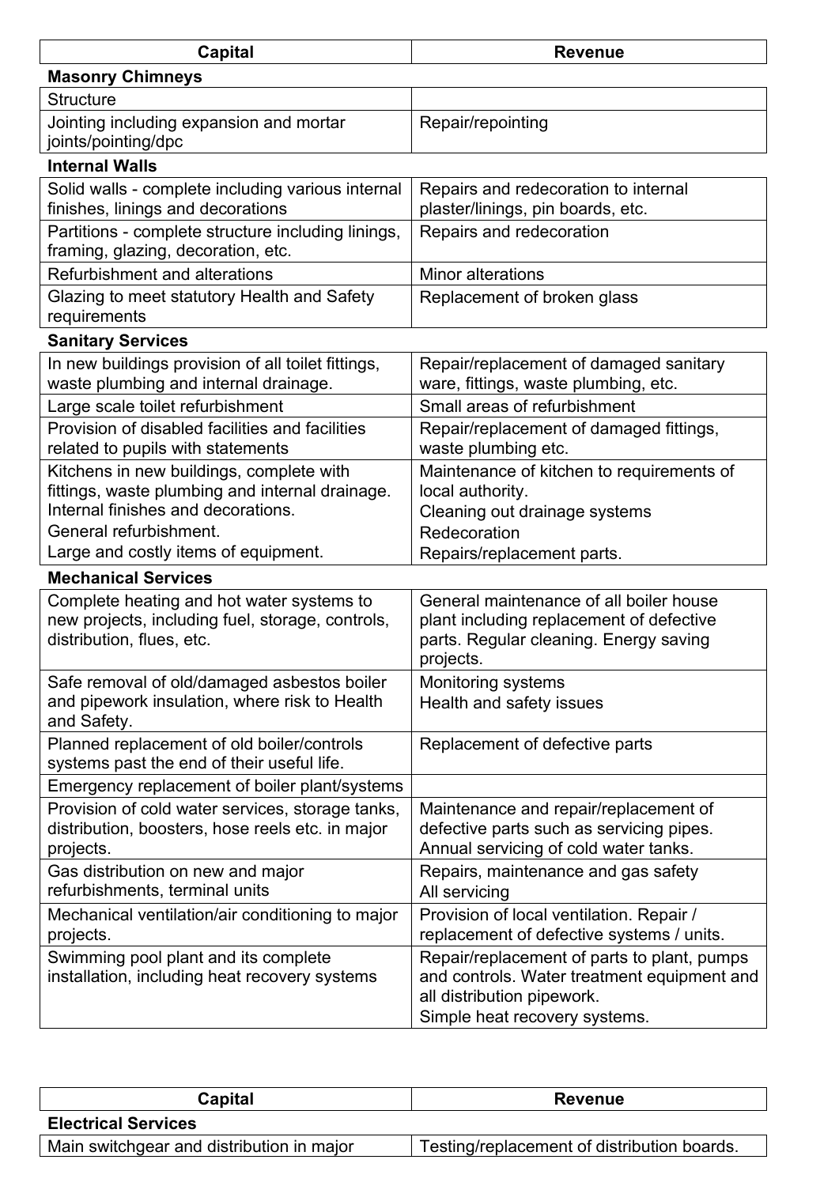| Capital | Revenue |
|---|---|
| **Masonry Chimneys** | |
| Structure | |
| Jointing including expansion and mortar joints/pointing/dpc | Repair/repointing |
| **Internal Walls** | |
| Solid walls - complete including various internal finishes, linings and decorations | Repairs and redecoration to internal plaster/linings, pin boards, etc. |
| Partitions - complete structure including linings, framing, glazing, decoration, etc. | Repairs and redecoration |
| Refurbishment and alterations | Minor alterations |
| Glazing to meet statutory Health and Safety requirements | Replacement of broken glass |
| **Sanitary Services** | |
| In new buildings provision of all toilet fittings, waste plumbing and internal drainage. | Repair/replacement of damaged sanitary ware, fittings, waste plumbing, etc. |
| Large scale toilet refurbishment | Small areas of refurbishment |
| Provision of disabled facilities and facilities related to pupils with statements | Repair/replacement of damaged fittings, waste plumbing etc. |
| Kitchens in new buildings, complete with fittings, waste plumbing and internal drainage.<br>Internal finishes and decorations.<br>General refurbishment.<br>Large and costly items of equipment. | Maintenance of kitchen to requirements of local authority.<br>Cleaning out drainage systems<br>Redecoration<br>Repairs/replacement parts. |
| **Mechanical Services** | |
| Complete heating and hot water systems to new projects, including fuel, storage, controls, distribution, flues, etc. | General maintenance of all boiler house plant including replacement of defective parts. Regular cleaning. Energy saving projects. |
| Safe removal of old/damaged asbestos boiler and pipework insulation, where risk to Health and Safety. | Monitoring systems<br>Health and safety issues |
| Planned replacement of old boiler/controls systems past the end of their useful life. | Replacement of defective parts |
| Emergency replacement of boiler plant/systems | |
| Provision of cold water services, storage tanks, distribution, boosters, hose reels etc. in major projects. | Maintenance and repair/replacement of defective parts such as servicing pipes. Annual servicing of cold water tanks. |
| Gas distribution on new and major refurbishments, terminal units | Repairs, maintenance and gas safety<br>All servicing |
| Mechanical ventilation/air conditioning to major projects. | Provision of local ventilation. Repair / replacement of defective systems / units. |
| Swimming pool plant and its complete installation, including heat recovery systems | Repair/replacement of parts to plant, pumps and controls. Water treatment equipment and all distribution pipework.<br>Simple heat recovery systems. |

| Capital | Revenue |
|---|---|
| **Electrical Services** | |
| Main switchgear and distribution in major | Testing/replacement of distribution boards. |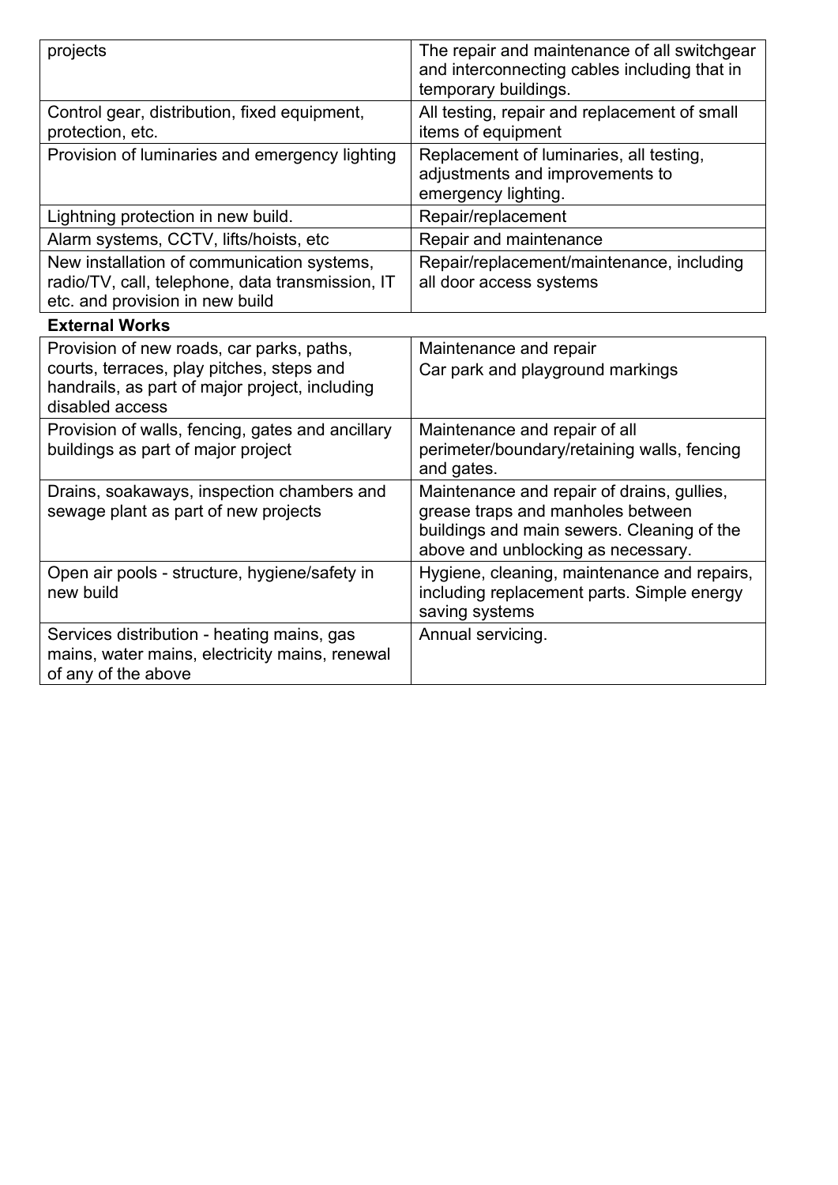| | |
|---|---|
| projects | The repair and maintenance of all switchgear and interconnecting cables including that in temporary buildings. |
| Control gear, distribution, fixed equipment, protection, etc. | All testing, repair and replacement of small items of equipment |
| Provision of luminaries and emergency lighting | Replacement of luminaries, all testing, adjustments and improvements to emergency lighting. |
| Lightning protection in new build. | Repair/replacement |
| Alarm systems, CCTV, lifts/hoists, etc | Repair and maintenance |
| New installation of communication systems, radio/TV, call, telephone, data transmission, IT etc. and provision in new build | Repair/replacement/maintenance, including all door access systems |

**External Works**

| | |
|---|---|
| Provision of new roads, car parks, paths, courts, terraces, play pitches, steps and handrails, as part of major project, including disabled access | Maintenance and repair<br>Car park and playground markings |
| Provision of walls, fencing, gates and ancillary buildings as part of major project | Maintenance and repair of all perimeter/boundary/retaining walls, fencing and gates. |
| Drains, soakaways, inspection chambers and sewage plant as part of new projects | Maintenance and repair of drains, gullies, grease traps and manholes between buildings and main sewers. Cleaning of the above and unblocking as necessary. |
| Open air pools - structure, hygiene/safety in new build | Hygiene, cleaning, maintenance and repairs, including replacement parts. Simple energy saving systems |
| Services distribution - heating mains, gas mains, water mains, electricity mains, renewal of any of the above | Annual servicing. |